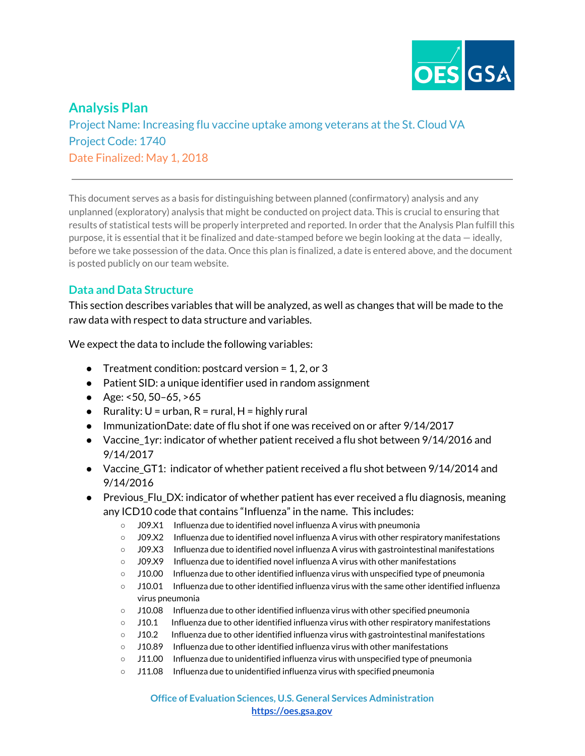# Analysis Plan

Project Name: Increasing flu vaccine uptake among veterans at the St. Cloud VA
Project Code: 1740
Date Finalized: May 1, 2018

---

This document serves as a basis for distinguishing between planned (confirmatory) analysis and any unplanned (exploratory) analysis that might be conducted on project data. This is crucial to ensuring that results of statistical tests will be properly interpreted and reported. In order that the Analysis Plan fulfill this purpose, it is essential that it be finalized and date-stamped before we begin looking at the data — ideally, before we take possession of the data. Once this plan is finalized, a date is entered above, and the document is posted publicly on our team website.

## Data and Data Structure

This section describes variables that will be analyzed, as well as changes that will be made to the raw data with respect to data structure and variables.

We expect the data to include the following variables:

- Treatment condition: postcard version = 1, 2, or 3
- Patient SID: a unique identifier used in random assignment
- Age: <50, 50–65, >65
- Rurality: U = urban, R = rural, H = highly rural
- ImmunizationDate: date of flu shot if one was received on or after 9/14/2017
- Vaccine_1yr: indicator of whether patient received a flu shot between 9/14/2016 and 9/14/2017
- Vaccine_GT1: indicator of whether patient received a flu shot between 9/14/2014 and 9/14/2016
- Previous_Flu_DX: indicator of whether patient has ever received a flu diagnosis, meaning any ICD10 code that contains "Influenza" in the name. This includes:
  - J09.X1 Influenza due to identified novel influenza A virus with pneumonia
  - J09.X2 Influenza due to identified novel influenza A virus with other respiratory manifestations
  - J09.X3 Influenza due to identified novel influenza A virus with gastrointestinal manifestations
  - J09.X9 Influenza due to identified novel influenza A virus with other manifestations
  - J10.00 Influenza due to other identified influenza virus with unspecified type of pneumonia
  - J10.01 Influenza due to other identified influenza virus with the same other identified influenza virus pneumonia
  - J10.08 Influenza due to other identified influenza virus with other specified pneumonia
  - J10.1 Influenza due to other identified influenza virus with other respiratory manifestations
  - J10.2 Influenza due to other identified influenza virus with gastrointestinal manifestations
  - J10.89 Influenza due to other identified influenza virus with other manifestations
  - J11.00 Influenza due to unidentified influenza virus with unspecified type of pneumonia
  - J11.08 Influenza due to unidentified influenza virus with specified pneumonia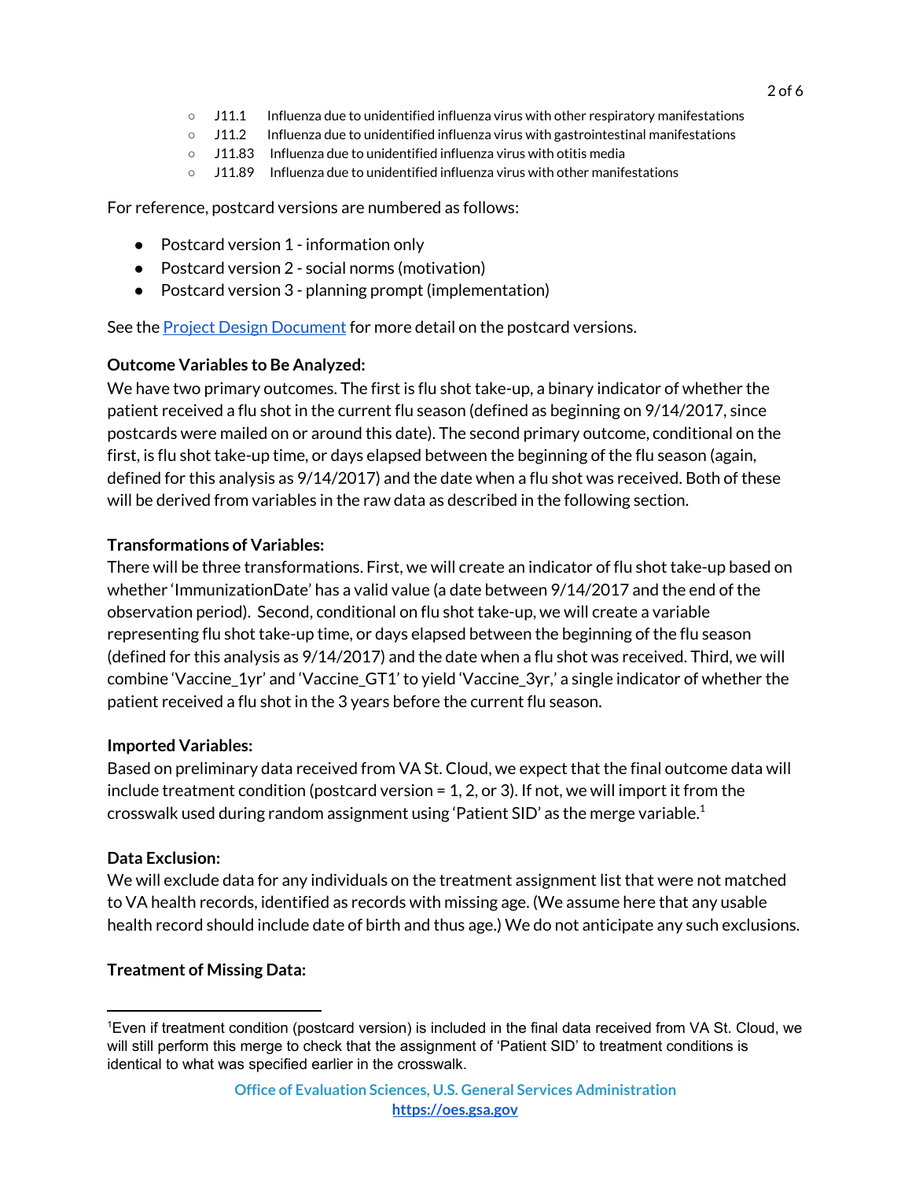- J11.1 Influenza due to unidentified influenza virus with other respiratory manifestations
- J11.2 Influenza due to unidentified influenza virus with gastrointestinal manifestations
- J11.83 Influenza due to unidentified influenza virus with otitis media
- J11.89 Influenza due to unidentified influenza virus with other manifestations

For reference, postcard versions are numbered as follows:

- Postcard version 1 - information only
- Postcard version 2 - social norms (motivation)
- Postcard version 3 - planning prompt (implementation)

See the Project Design Document for more detail on the postcard versions.

**Outcome Variables to Be Analyzed:**
We have two primary outcomes. The first is flu shot take-up, a binary indicator of whether the patient received a flu shot in the current flu season (defined as beginning on 9/14/2017, since postcards were mailed on or around this date). The second primary outcome, conditional on the first, is flu shot take-up time, or days elapsed between the beginning of the flu season (again, defined for this analysis as 9/14/2017) and the date when a flu shot was received. Both of these will be derived from variables in the raw data as described in the following section.

**Transformations of Variables:**
There will be three transformations. First, we will create an indicator of flu shot take-up based on whether 'ImmunizationDate' has a valid value (a date between 9/14/2017 and the end of the observation period). Second, conditional on flu shot take-up, we will create a variable representing flu shot take-up time, or days elapsed between the beginning of the flu season (defined for this analysis as 9/14/2017) and the date when a flu shot was received. Third, we will combine 'Vaccine_1yr' and 'Vaccine_GT1' to yield 'Vaccine_3yr,' a single indicator of whether the patient received a flu shot in the 3 years before the current flu season.

**Imported Variables:**
Based on preliminary data received from VA St. Cloud, we expect that the final outcome data will include treatment condition (postcard version = 1, 2, or 3). If not, we will import it from the crosswalk used during random assignment using 'Patient SID' as the merge variable.[1]

**Data Exclusion:**
We will exclude data for any individuals on the treatment assignment list that were not matched to VA health records, identified as records with missing age. (We assume here that any usable health record should include date of birth and thus age.) We do not anticipate any such exclusions.

**Treatment of Missing Data:**

---

[1] Even if treatment condition (postcard version) is included in the final data received from VA St. Cloud, we will still perform this merge to check that the assignment of 'Patient SID' to treatment conditions is identical to what was specified earlier in the crosswalk.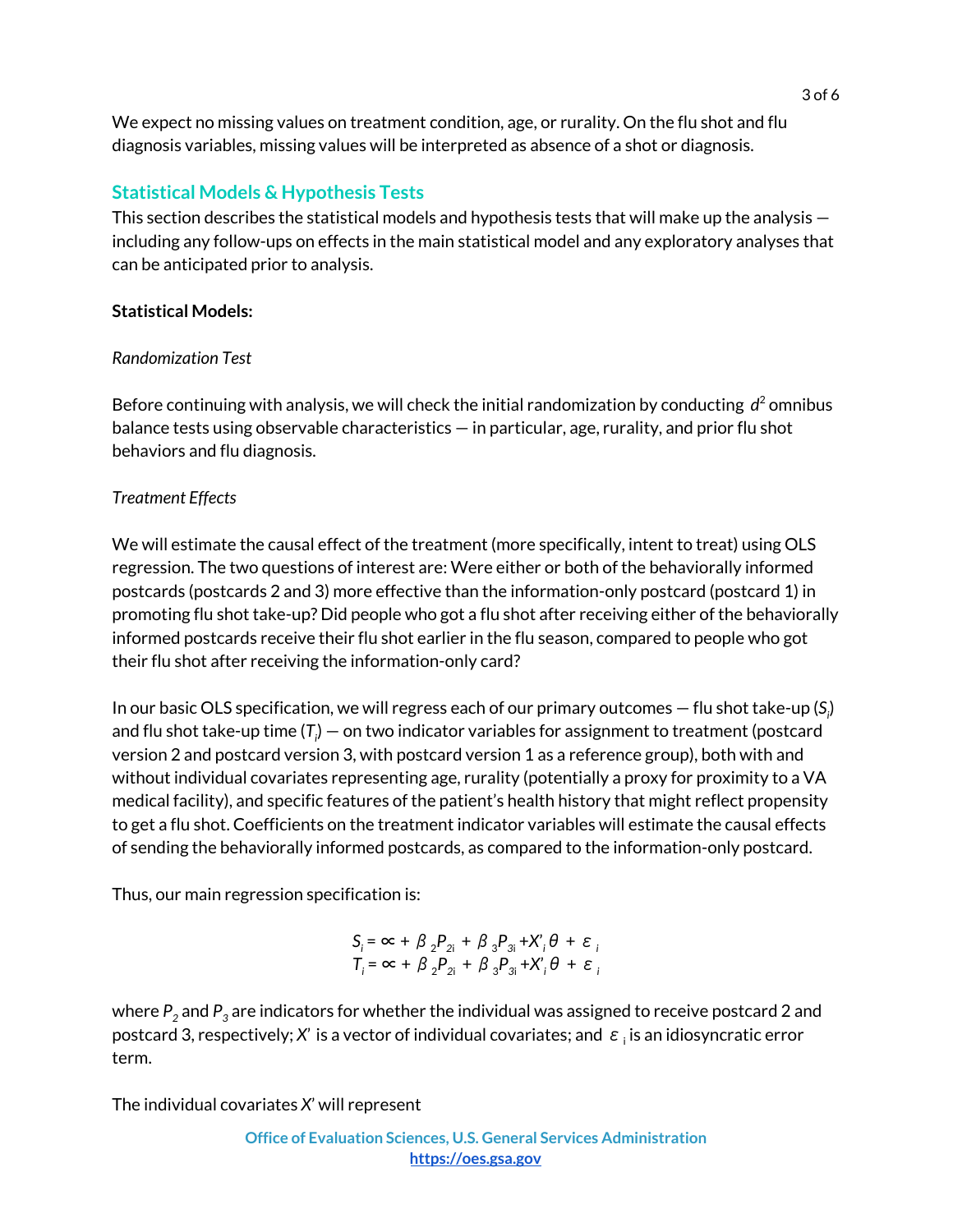We expect no missing values on treatment condition, age, or rurality. On the flu shot and flu diagnosis variables, missing values will be interpreted as absence of a shot or diagnosis.

## Statistical Models & Hypothesis Tests

This section describes the statistical models and hypothesis tests that will make up the analysis — including any follow-ups on effects in the main statistical model and any exploratory analyses that can be anticipated prior to analysis.

**Statistical Models:**

*Randomization Test*

Before continuing with analysis, we will check the initial randomization by conducting $d^2$ omnibus balance tests using observable characteristics — in particular, age, rurality, and prior flu shot behaviors and flu diagnosis.

*Treatment Effects*

We will estimate the causal effect of the treatment (more specifically, intent to treat) using OLS regression. The two questions of interest are: Were either or both of the behaviorally informed postcards (postcards 2 and 3) more effective than the information-only postcard (postcard 1) in promoting flu shot take-up? Did people who got a flu shot after receiving either of the behaviorally informed postcards receive their flu shot earlier in the flu season, compared to people who got their flu shot after receiving the information-only card?

In our basic OLS specification, we will regress each of our primary outcomes — flu shot take-up ($S_i$) and flu shot take-up time ($T_i$) — on two indicator variables for assignment to treatment (postcard version 2 and postcard version 3, with postcard version 1 as a reference group), both with and without individual covariates representing age, rurality (potentially a proxy for proximity to a VA medical facility), and specific features of the patient's health history that might reflect propensity to get a flu shot. Coefficients on the treatment indicator variables will estimate the causal effects of sending the behaviorally informed postcards, as compared to the information-only postcard.

Thus, our main regression specification is:

$$S_i = \propto + \beta_2 P_{2i} + \beta_3 P_{3i} + X'_i \theta + \varepsilon_i$$
$$T_i = \propto + \beta_2 P_{2i} + \beta_3 P_{3i} + X'_i \theta + \varepsilon_i$$

where $P_2$ and $P_3$ are indicators for whether the individual was assigned to receive postcard 2 and postcard 3, respectively; $X'$ is a vector of individual covariates; and $\varepsilon_i$ is an idiosyncratic error term.

The individual covariates $X'$ will represent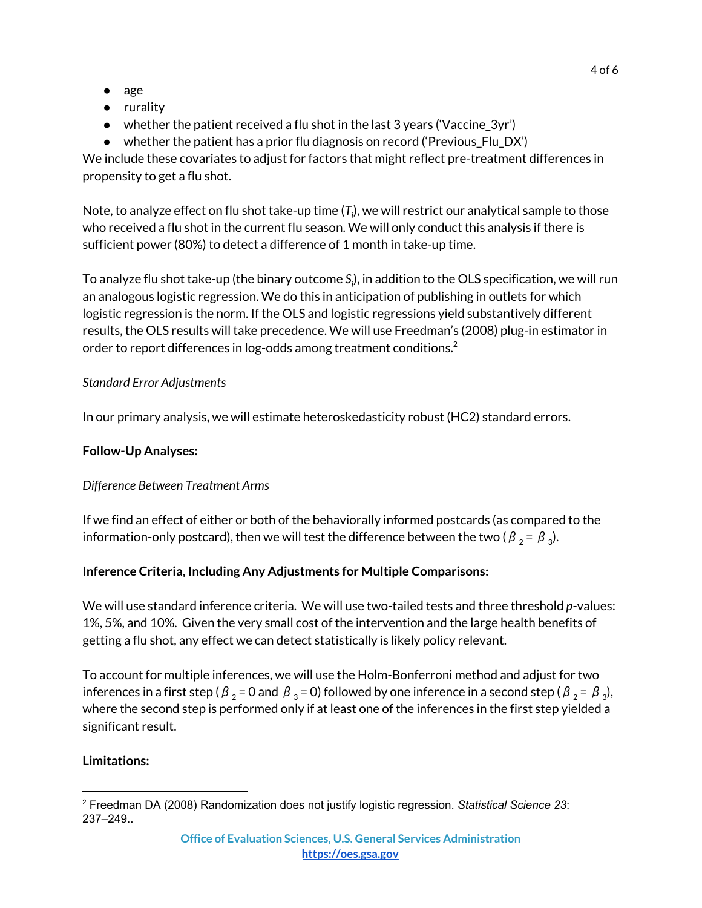- age
- rurality
- whether the patient received a flu shot in the last 3 years ('Vaccine_3yr')
- whether the patient has a prior flu diagnosis on record ('Previous_Flu_DX')

We include these covariates to adjust for factors that might reflect pre-treatment differences in propensity to get a flu shot.

Note, to analyze effect on flu shot take-up time ($T_i$), we will restrict our analytical sample to those who received a flu shot in the current flu season. We will only conduct this analysis if there is sufficient power (80%) to detect a difference of 1 month in take-up time.

To analyze flu shot take-up (the binary outcome $S_i$), in addition to the OLS specification, we will run an analogous logistic regression. We do this in anticipation of publishing in outlets for which logistic regression is the norm. If the OLS and logistic regressions yield substantively different results, the OLS results will take precedence. We will use Freedman's (2008) plug-in estimator in order to report differences in log-odds among treatment conditions.[2]

*Standard Error Adjustments*

In our primary analysis, we will estimate heteroskedasticity robust (HC2) standard errors.

**Follow-Up Analyses:**

*Difference Between Treatment Arms*

If we find an effect of either or both of the behaviorally informed postcards (as compared to the information-only postcard), then we will test the difference between the two ($\beta_2 = \beta_3$).

**Inference Criteria, Including Any Adjustments for Multiple Comparisons:**

We will use standard inference criteria. We will use two-tailed tests and three threshold *p*-values: 1%, 5%, and 10%. Given the very small cost of the intervention and the large health benefits of getting a flu shot, any effect we can detect statistically is likely policy relevant.

To account for multiple inferences, we will use the Holm-Bonferroni method and adjust for two inferences in a first step ($\beta_2 = 0$ and $\beta_3 = 0$) followed by one inference in a second step ($\beta_2 = \beta_3$), where the second step is performed only if at least one of the inferences in the first step yielded a significant result.

**Limitations:**

[2] Freedman DA (2008) Randomization does not justify logistic regression. *Statistical Science 23*: 237–249..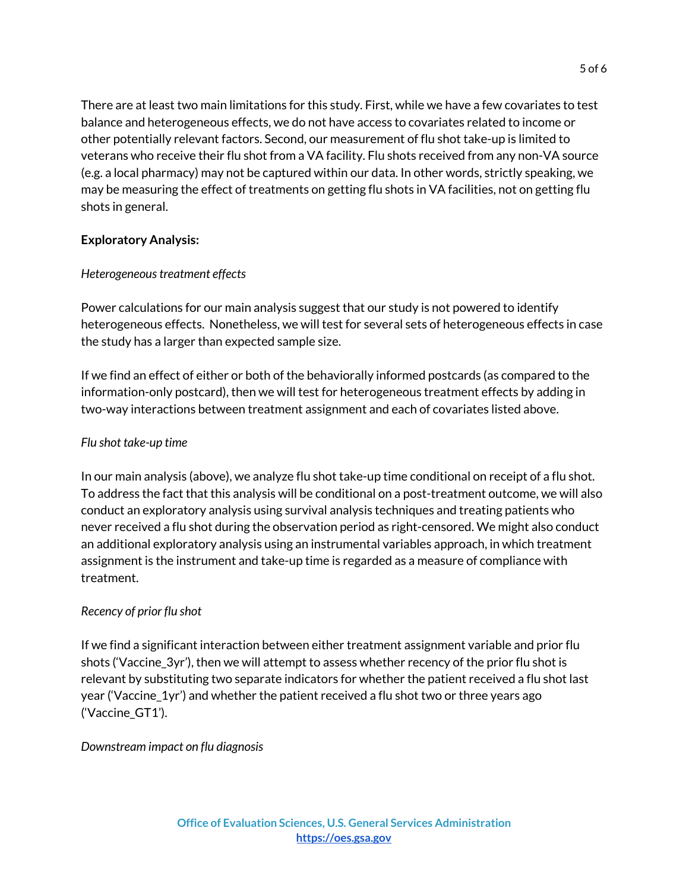There are at least two main limitations for this study. First, while we have a few covariates to test balance and heterogeneous effects, we do not have access to covariates related to income or other potentially relevant factors. Second, our measurement of flu shot take-up is limited to veterans who receive their flu shot from a VA facility. Flu shots received from any non-VA source (e.g. a local pharmacy) may not be captured within our data. In other words, strictly speaking, we may be measuring the effect of treatments on getting flu shots in VA facilities, not on getting flu shots in general.

**Exploratory Analysis:**

*Heterogeneous treatment effects*

Power calculations for our main analysis suggest that our study is not powered to identify heterogeneous effects. Nonetheless, we will test for several sets of heterogeneous effects in case the study has a larger than expected sample size.

If we find an effect of either or both of the behaviorally informed postcards (as compared to the information-only postcard), then we will test for heterogeneous treatment effects by adding in two-way interactions between treatment assignment and each of covariates listed above.

*Flu shot take-up time*

In our main analysis (above), we analyze flu shot take-up time conditional on receipt of a flu shot. To address the fact that this analysis will be conditional on a post-treatment outcome, we will also conduct an exploratory analysis using survival analysis techniques and treating patients who never received a flu shot during the observation period as right-censored. We might also conduct an additional exploratory analysis using an instrumental variables approach, in which treatment assignment is the instrument and take-up time is regarded as a measure of compliance with treatment.

*Recency of prior flu shot*

If we find a significant interaction between either treatment assignment variable and prior flu shots ('Vaccine_3yr'), then we will attempt to assess whether recency of the prior flu shot is relevant by substituting two separate indicators for whether the patient received a flu shot last year ('Vaccine_1yr') and whether the patient received a flu shot two or three years ago ('Vaccine_GT1').

*Downstream impact on flu diagnosis*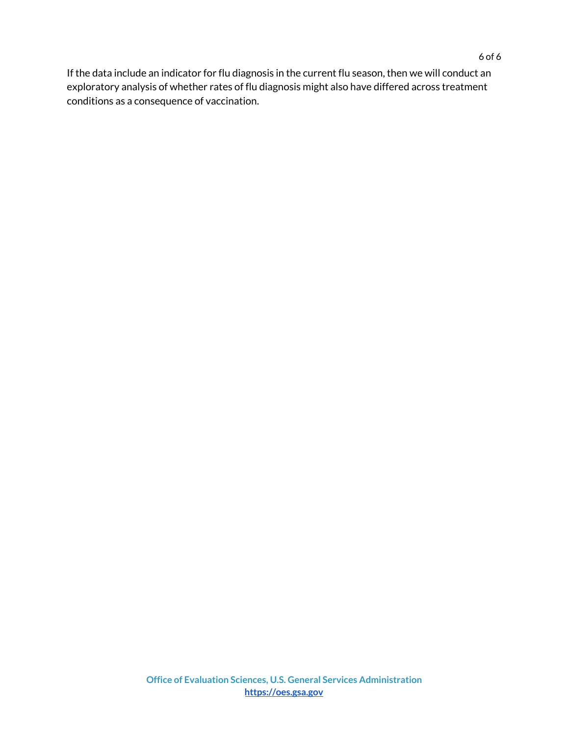If the data include an indicator for flu diagnosis in the current flu season, then we will conduct an exploratory analysis of whether rates of flu diagnosis might also have differed across treatment conditions as a consequence of vaccination.